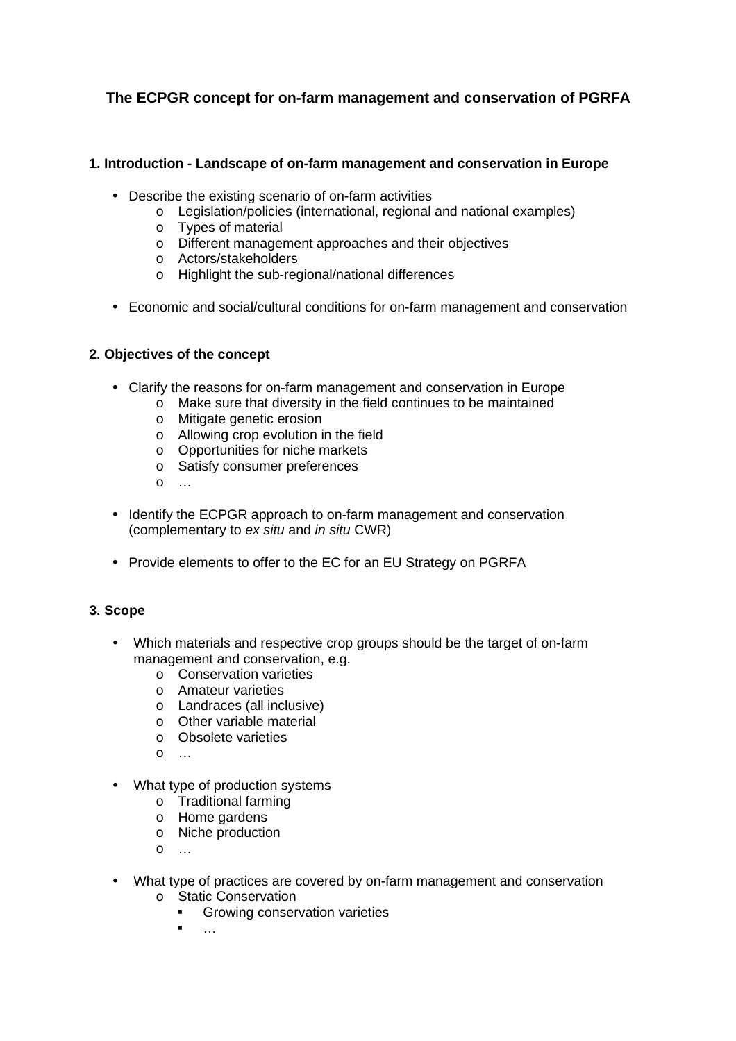# The ECPGR concept for on-farm management and conservation of PGRFA

## 1. Introduction - Landscape of on-farm management and conservation in Europe

- Describe the existing scenario of on-farm activities
  - Legislation/policies (international, regional and national examples)
  - Types of material
  - Different management approaches and their objectives
  - Actors/stakeholders
  - Highlight the sub-regional/national differences
- Economic and social/cultural conditions for on-farm management and conservation

## 2. Objectives of the concept

- Clarify the reasons for on-farm management and conservation in Europe
  - Make sure that diversity in the field continues to be maintained
  - Mitigate genetic erosion
  - Allowing crop evolution in the field
  - Opportunities for niche markets
  - Satisfy consumer preferences
  - …
- Identify the ECPGR approach to on-farm management and conservation (complementary to *ex situ* and *in situ* CWR)
- Provide elements to offer to the EC for an EU Strategy on PGRFA

## 3. Scope

- Which materials and respective crop groups should be the target of on-farm management and conservation, e.g.
  - Conservation varieties
  - Amateur varieties
  - Landraces (all inclusive)
  - Other variable material
  - Obsolete varieties
  - …
- What type of production systems
  - Traditional farming
  - Home gardens
  - Niche production
  - …
- What type of practices are covered by on-farm management and conservation
  - Static Conservation
    - Growing conservation varieties
    - …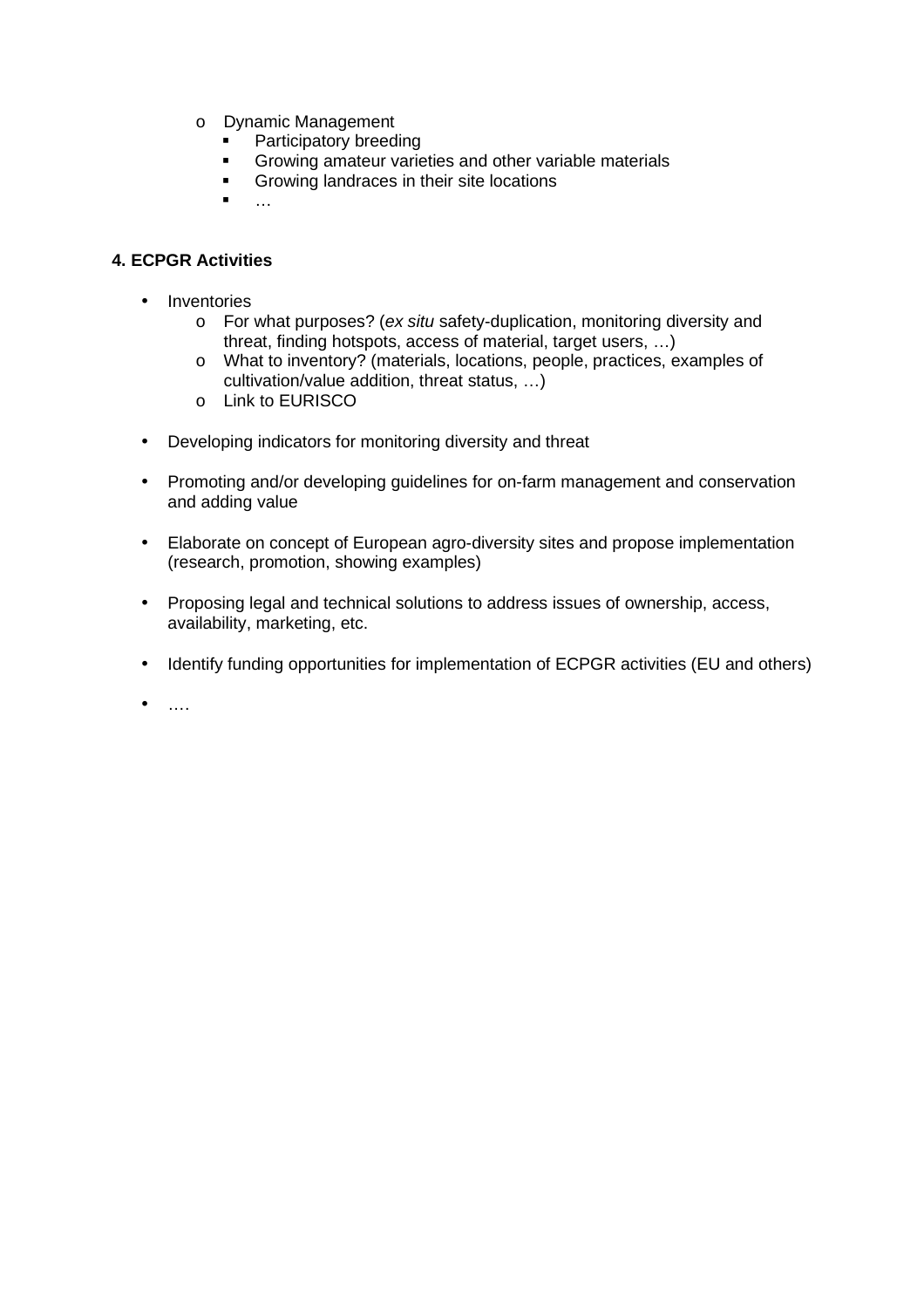- Dynamic Management
  - Participatory breeding
  - Growing amateur varieties and other variable materials
  - Growing landraces in their site locations
  - …

**4. ECPGR Activities**

- Inventories
  - For what purposes? (*ex situ* safety-duplication, monitoring diversity and threat, finding hotspots, access of material, target users, …)
  - What to inventory? (materials, locations, people, practices, examples of cultivation/value addition, threat status, …)
  - Link to EURISCO

- Developing indicators for monitoring diversity and threat

- Promoting and/or developing guidelines for on-farm management and conservation and adding value

- Elaborate on concept of European agro-diversity sites and propose implementation (research, promotion, showing examples)

- Proposing legal and technical solutions to address issues of ownership, access, availability, marketing, etc.

- Identify funding opportunities for implementation of ECPGR activities (EU and others)

- ….